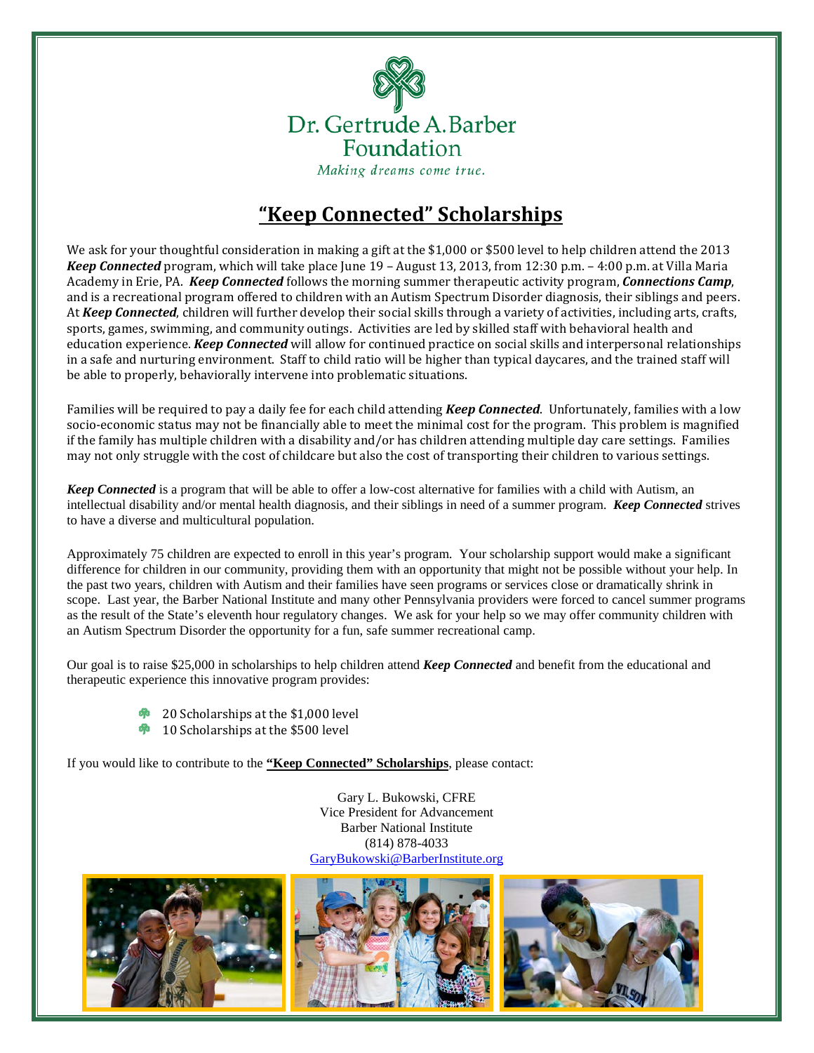Dr. Gertrude A. Barber Foundation

*Making dreams come true.*

# "Keep Connected" Scholarships

We ask for your thoughtful consideration in making a gift at the $1,000 or $500 level to help children attend the 2013 ***Keep Connected*** program, which will take place June 19 – August 13, 2013, from 12:30 p.m. – 4:00 p.m. at Villa Maria Academy in Erie, PA. ***Keep Connected*** follows the morning summer therapeutic activity program, ***Connections Camp***, and is a recreational program offered to children with an Autism Spectrum Disorder diagnosis, their siblings and peers. At ***Keep Connected***, children will further develop their social skills through a variety of activities, including arts, crafts, sports, games, swimming, and community outings. Activities are led by skilled staff with behavioral health and education experience. ***Keep Connected*** will allow for continued practice on social skills and interpersonal relationships in a safe and nurturing environment. Staff to child ratio will be higher than typical daycares, and the trained staff will be able to properly, behaviorally intervene into problematic situations.

Families will be required to pay a daily fee for each child attending ***Keep Connected***. Unfortunately, families with a low socio-economic status may not be financially able to meet the minimal cost for the program. This problem is magnified if the family has multiple children with a disability and/or has children attending multiple day care settings. Families may not only struggle with the cost of childcare but also the cost of transporting their children to various settings.

***Keep Connected*** is a program that will be able to offer a low-cost alternative for families with a child with Autism, an intellectual disability and/or mental health diagnosis, and their siblings in need of a summer program. ***Keep Connected*** strives to have a diverse and multicultural population.

Approximately 75 children are expected to enroll in this year's program. Your scholarship support would make a significant difference for children in our community, providing them with an opportunity that might not be possible without your help. In the past two years, children with Autism and their families have seen programs or services close or dramatically shrink in scope. Last year, the Barber National Institute and many other Pennsylvania providers were forced to cancel summer programs as the result of the State's eleventh hour regulatory changes. We ask for your help so we may offer community children with an Autism Spectrum Disorder the opportunity for a fun, safe summer recreational camp.

Our goal is to raise $25,000 in scholarships to help children attend ***Keep Connected*** and benefit from the educational and therapeutic experience this innovative program provides:

- 20 Scholarships at the $1,000 level
- 10 Scholarships at the $500 level

If you would like to contribute to the **"Keep Connected" Scholarships**, please contact:

Gary L. Bukowski, CFRE
Vice President for Advancement
Barber National Institute
(814) 878-4033
GaryBukowski@BarberInstitute.org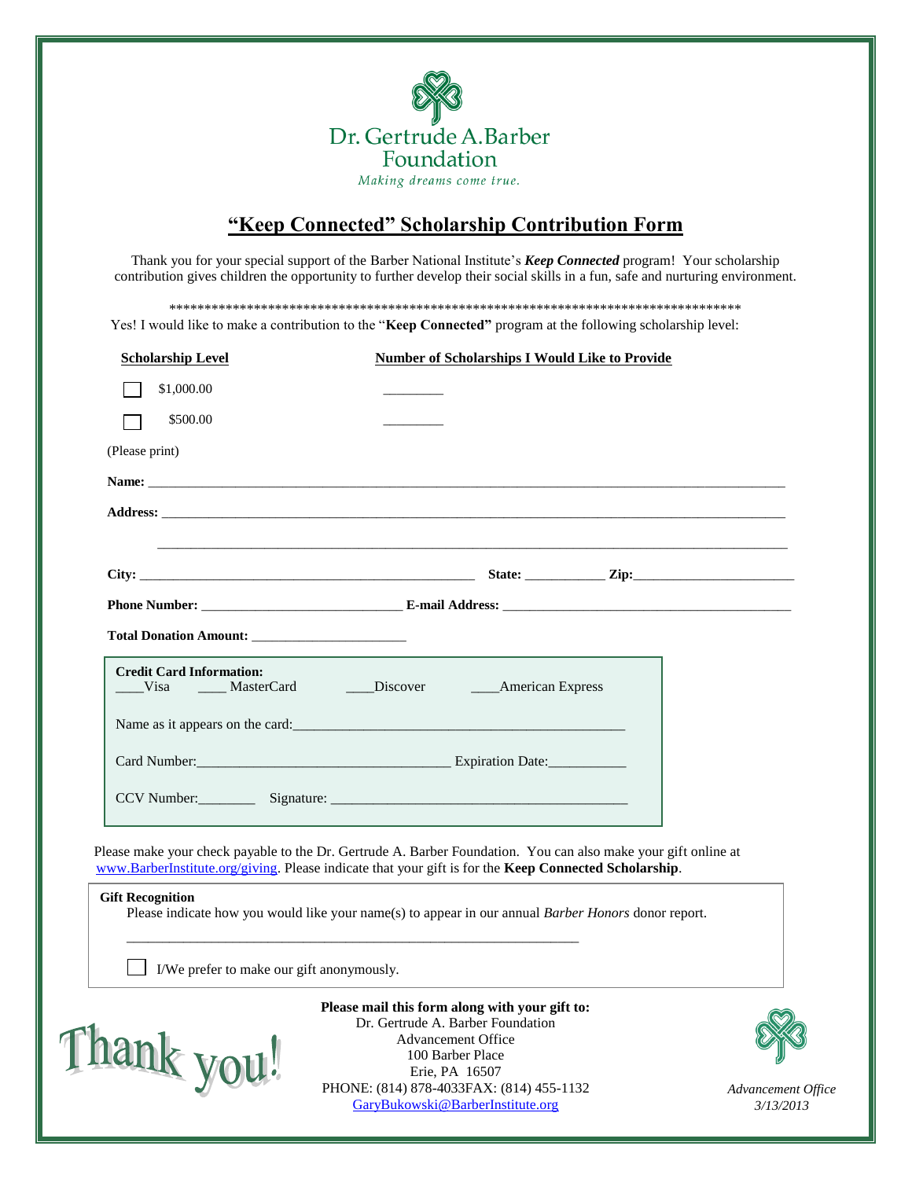Dr. Gertrude A. Barber Foundation

*Making dreams come true.*

# "Keep Connected" Scholarship Contribution Form

Thank you for your special support of the Barber National Institute's ***Keep Connected*** program! Your scholarship contribution gives children the opportunity to further develop their social skills in a fun, safe and nurturing environment.

\*\*\*\*\*\*\*\*\*\*\*\*\*\*\*\*\*\*\*\*\*\*\*\*\*\*\*\*\*\*\*\*\*\*\*\*\*\*\*\*\*\*\*\*\*\*\*\*\*\*\*\*\*\*\*\*\*\*\*\*\*\*\*\*\*\*\*\*\*\*\*\*\*\*\*\*\*\*\*\*\*\*\*\*

Yes! I would like to make a contribution to the "**Keep Connected"** program at the following scholarship level:

| Scholarship Level | Number of Scholarships I Would Like to Provide |
|---|---|
| ☐ $1,000.00 | ________ |
| ☐ $500.00 | ________ |

(Please print)

**Name:** ______________________________________________________________________________

**Address:** ______________________________________________________________________________

______________________________________________________________________________

**City:** ____________________________________________ **State:** ___________ **Zip:**______________________

**Phone Number:** ___________________________ **E-mail Address:** ________________________________________

**Total Donation Amount:** ______________________

**Credit Card Information:**
____Visa ____ MasterCard ____Discover ____American Express

Name as it appears on the card:_____________________________________________

Card Number:__________________________________ Expiration Date:___________

CCV Number:________ Signature: ________________________________________

Please make your check payable to the Dr. Gertrude A. Barber Foundation. You can also make your gift online at www.BarberInstitute.org/giving. Please indicate that your gift is for the **Keep Connected Scholarship**.

**Gift Recognition**
Please indicate how you would like your name(s) to appear in our annual *Barber Honors* donor report.

_________________________________________________________________

☐ I/We prefer to make our gift anonymously.

Thank you!

**Please mail this form along with your gift to:**
Dr. Gertrude A. Barber Foundation
Advancement Office
100 Barber Place
Erie, PA 16507
PHONE: (814) 878-4033FAX: (814) 455-1132
GaryBukowski@BarberInstitute.org

*Advancement Office*
*3/13/2013*